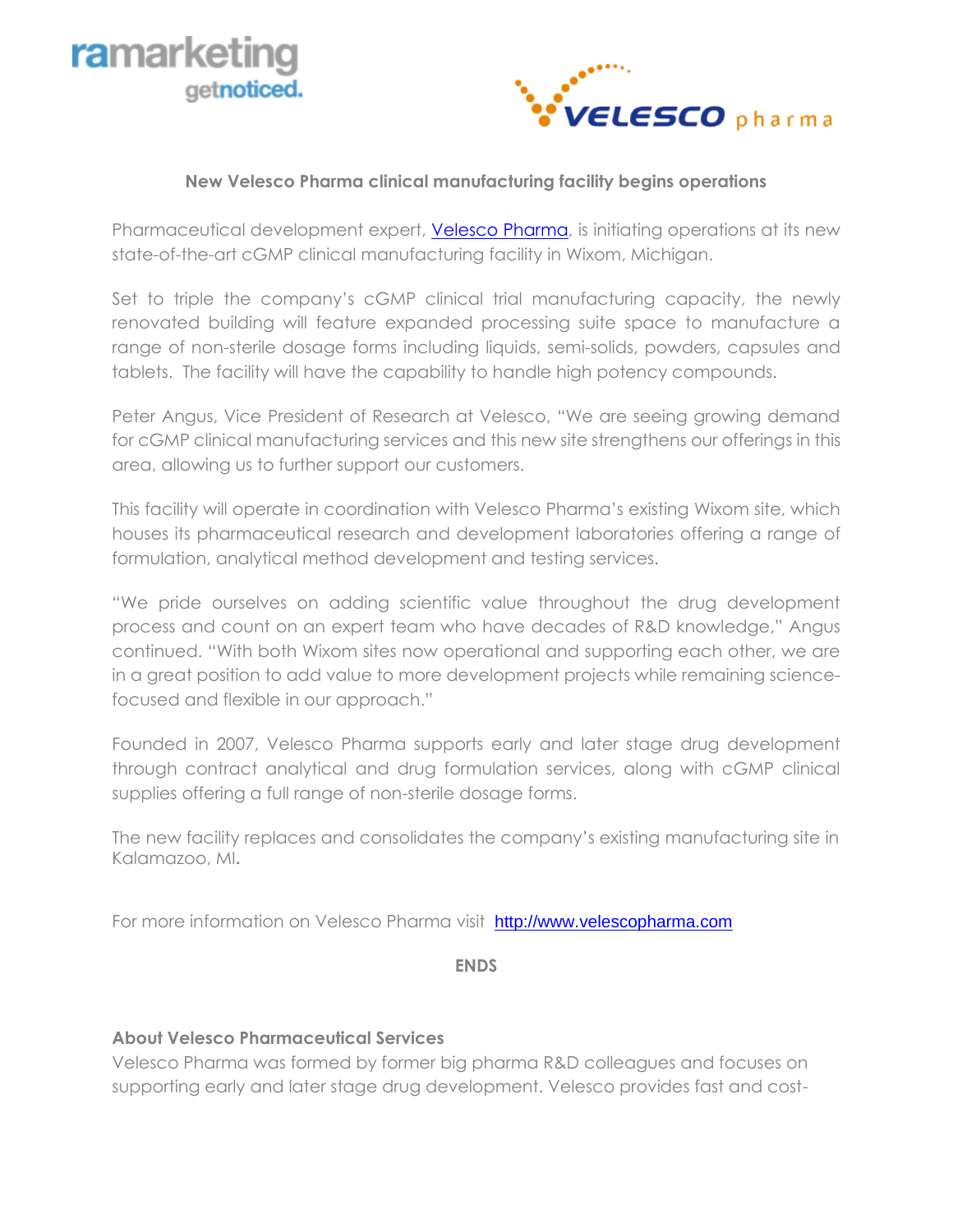**New Velesco Pharma clinical manufacturing facility begins operations**

Pharmaceutical development expert, Velesco Pharma, is initiating operations at its new state-of-the-art cGMP clinical manufacturing facility in Wixom, Michigan.

Set to triple the company's cGMP clinical trial manufacturing capacity, the newly renovated building will feature expanded processing suite space to manufacture a range of non-sterile dosage forms including liquids, semi-solids, powders, capsules and tablets. The facility will have the capability to handle high potency compounds.

Peter Angus, Vice President of Research at Velesco, "We are seeing growing demand for cGMP clinical manufacturing services and this new site strengthens our offerings in this area, allowing us to further support our customers.

This facility will operate in coordination with Velesco Pharma's existing Wixom site, which houses its pharmaceutical research and development laboratories offering a range of formulation, analytical method development and testing services.

"We pride ourselves on adding scientific value throughout the drug development process and count on an expert team who have decades of R&D knowledge," Angus continued. "With both Wixom sites now operational and supporting each other, we are in a great position to add value to more development projects while remaining science-focused and flexible in our approach."

Founded in 2007, Velesco Pharma supports early and later stage drug development through contract analytical and drug formulation services, along with cGMP clinical supplies offering a full range of non-sterile dosage forms.

The new facility replaces and consolidates the company's existing manufacturing site in Kalamazoo, MI.

For more information on Velesco Pharma visit http://www.velescopharma.com

**ENDS**

**About Velesco Pharmaceutical Services**

Velesco Pharma was formed by former big pharma R&D colleagues and focuses on supporting early and later stage drug development. Velesco provides fast and cost-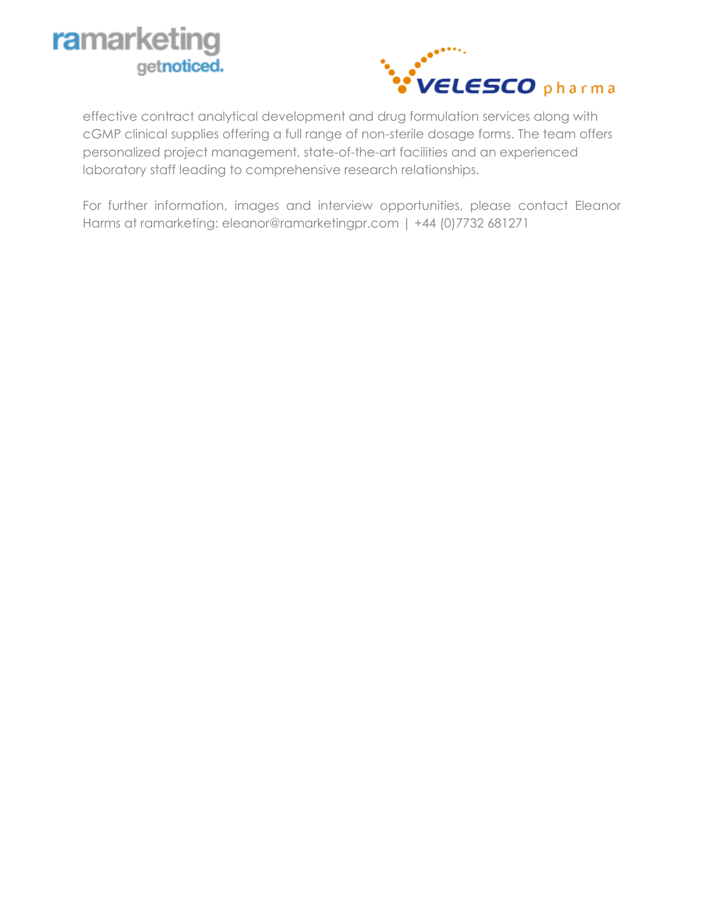effective contract analytical development and drug formulation services along with cGMP clinical supplies offering a full range of non-sterile dosage forms. The team offers personalized project management, state-of-the-art facilities and an experienced laboratory staff leading to comprehensive research relationships.

For further information, images and interview opportunities, please contact Eleanor Harms at ramarketing: eleanor@ramarketingpr.com | +44 (0)7732 681271